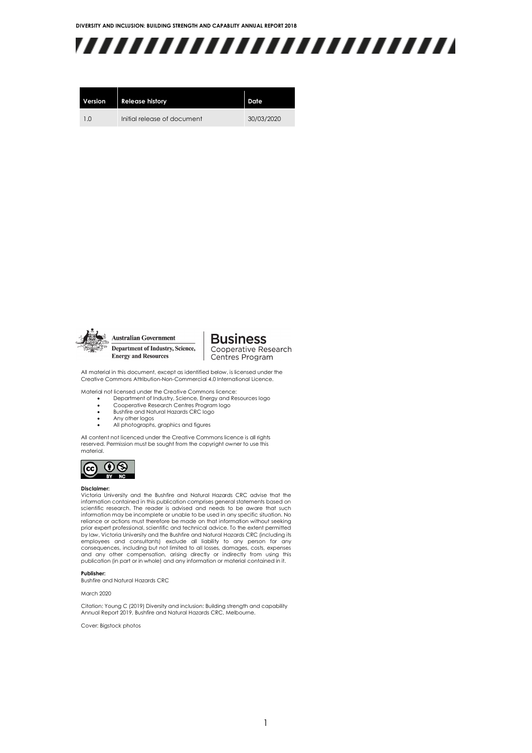| Version | Release history | Date |
| --- | --- | --- |
| 1.0 | Initial release of document | 30/03/2020 |

Australian Government
Department of Industry, Science, Energy and Resources

Business Cooperative Research Centres Program

All material in this document, except as identified below, is licensed under the Creative Commons Attribution-Non-Commercial 4.0 International Licence.

Material not licensed under the Creative Commons licence:

- Department of Industry, Science, Energy and Resources logo
- Cooperative Research Centres Program logo
- Bushfire and Natural Hazards CRC logo
- Any other logos
- All photographs, graphics and figures

All content not licenced under the Creative Commons licence is all rights reserved. Permission must be sought from the copyright owner to use this material.

**Disclaimer:**
Victoria University and the Bushfire and Natural Hazards CRC advise that the information contained in this publication comprises general statements based on scientific research. The reader is advised and needs to be aware that such information may be incomplete or unable to be used in any specific situation. No reliance or actions must therefore be made on that information without seeking prior expert professional, scientific and technical advice. To the extent permitted by law, Victoria University and the Bushfire and Natural Hazards CRC (including its employees and consultants) exclude all liability to any person for any consequences, including but not limited to all losses, damages, costs, expenses and any other compensation, arising directly or indirectly from using this publication (in part or in whole) and any information or material contained in it.

**Publisher:**
Bushfire and Natural Hazards CRC

March 2020

Citation: Young C (2019) Diversity and inclusion: Building strength and capability Annual Report 2019, Bushfire and Natural Hazards CRC, Melbourne.

Cover: Bigstock photos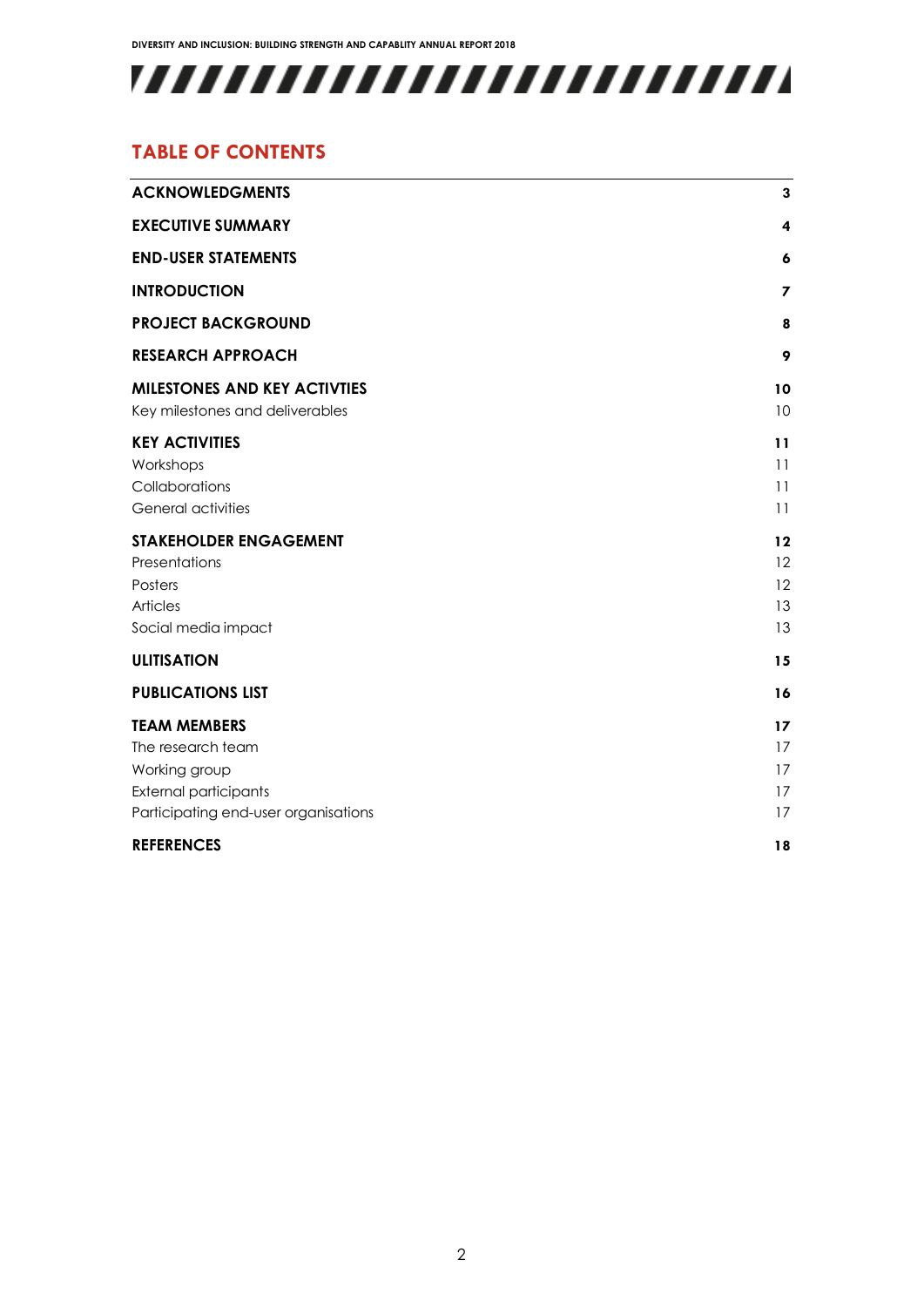## TABLE OF CONTENTS

| | |
|---|---|
| **ACKNOWLEDGMENTS** | **3** |
| **EXECUTIVE SUMMARY** | **4** |
| **END-USER STATEMENTS** | **6** |
| **INTRODUCTION** | **7** |
| **PROJECT BACKGROUND** | **8** |
| **RESEARCH APPROACH** | **9** |
| **MILESTONES AND KEY ACTIVTIES** | **10** |
| Key milestones and deliverables | 10 |
| **KEY ACTIVITIES** | **11** |
| Workshops | 11 |
| Collaborations | 11 |
| General activities | 11 |
| **STAKEHOLDER ENGAGEMENT** | **12** |
| Presentations | 12 |
| Posters | 12 |
| Articles | 13 |
| Social media impact | 13 |
| **ULITISATION** | **15** |
| **PUBLICATIONS LIST** | **16** |
| **TEAM MEMBERS** | **17** |
| The research team | 17 |
| Working group | 17 |
| External participants | 17 |
| Participating end-user organisations | 17 |
| **REFERENCES** | **18** |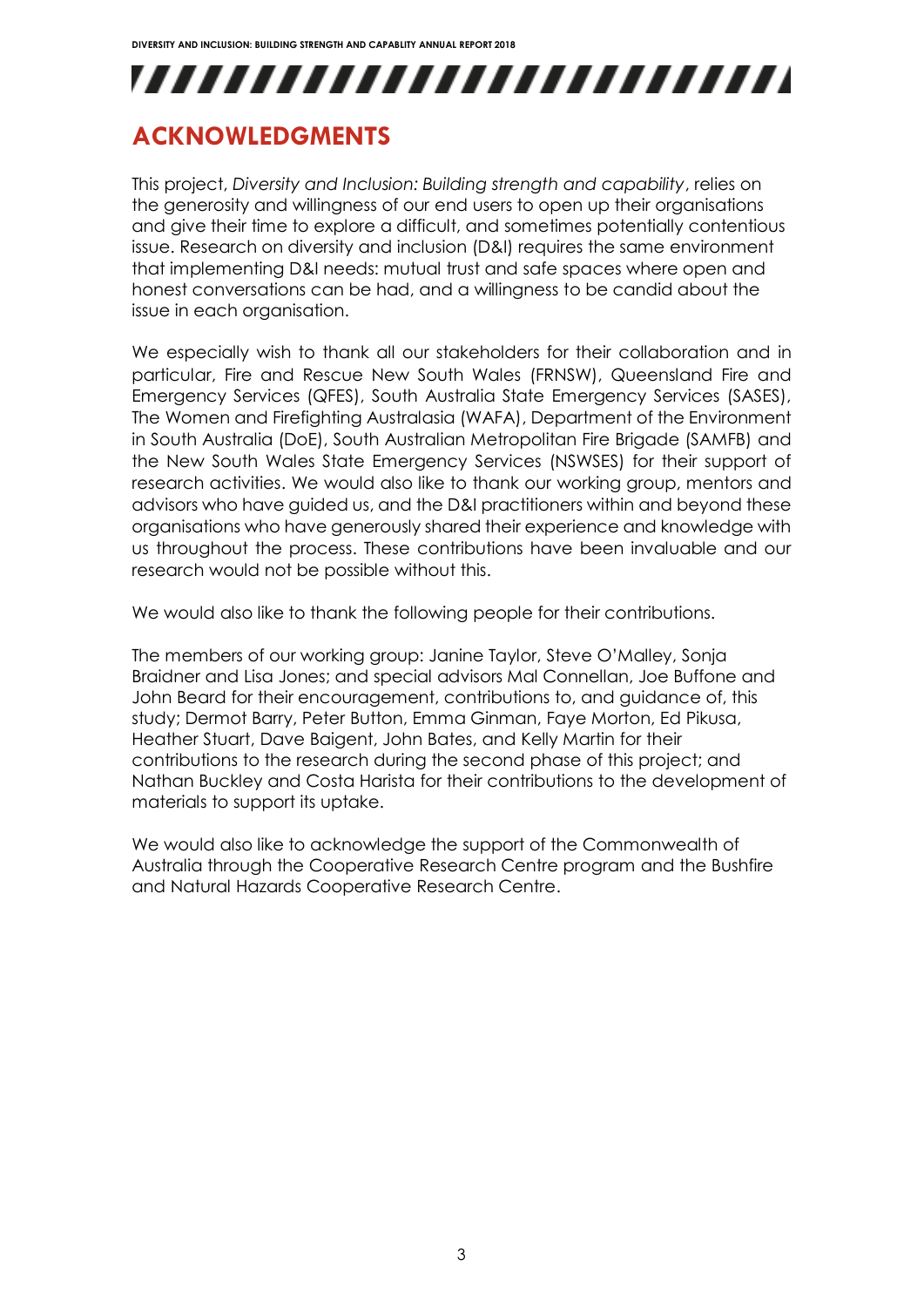## ACKNOWLEDGMENTS

This project, *Diversity and Inclusion: Building strength and capability*, relies on the generosity and willingness of our end users to open up their organisations and give their time to explore a difficult, and sometimes potentially contentious issue. Research on diversity and inclusion (D&I) requires the same environment that implementing D&I needs: mutual trust and safe spaces where open and honest conversations can be had, and a willingness to be candid about the issue in each organisation.

We especially wish to thank all our stakeholders for their collaboration and in particular, Fire and Rescue New South Wales (FRNSW), Queensland Fire and Emergency Services (QFES), South Australia State Emergency Services (SASES), The Women and Firefighting Australasia (WAFA), Department of the Environment in South Australia (DoE), South Australian Metropolitan Fire Brigade (SAMFB) and the New South Wales State Emergency Services (NSWSES) for their support of research activities. We would also like to thank our working group, mentors and advisors who have guided us, and the D&I practitioners within and beyond these organisations who have generously shared their experience and knowledge with us throughout the process. These contributions have been invaluable and our research would not be possible without this.

We would also like to thank the following people for their contributions.

The members of our working group: Janine Taylor, Steve O'Malley, Sonja Braidner and Lisa Jones; and special advisors Mal Connellan, Joe Buffone and John Beard for their encouragement, contributions to, and guidance of, this study; Dermot Barry, Peter Button, Emma Ginman, Faye Morton, Ed Pikusa, Heather Stuart, Dave Baigent, John Bates, and Kelly Martin for their contributions to the research during the second phase of this project; and Nathan Buckley and Costa Harista for their contributions to the development of materials to support its uptake.

We would also like to acknowledge the support of the Commonwealth of Australia through the Cooperative Research Centre program and the Bushfire and Natural Hazards Cooperative Research Centre.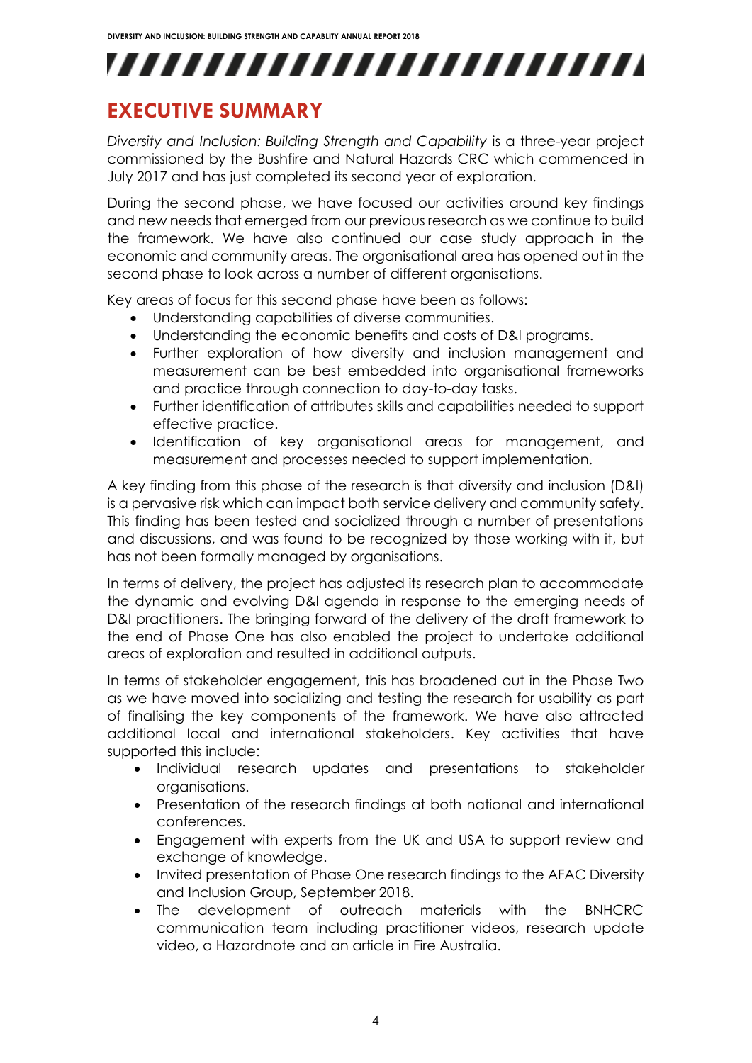# EXECUTIVE SUMMARY

*Diversity and Inclusion: Building Strength and Capability* is a three-year project commissioned by the Bushfire and Natural Hazards CRC which commenced in July 2017 and has just completed its second year of exploration.

During the second phase, we have focused our activities around key findings and new needs that emerged from our previous research as we continue to build the framework. We have also continued our case study approach in the economic and community areas. The organisational area has opened out in the second phase to look across a number of different organisations.

Key areas of focus for this second phase have been as follows:

- Understanding capabilities of diverse communities.
- Understanding the economic benefits and costs of D&I programs.
- Further exploration of how diversity and inclusion management and measurement can be best embedded into organisational frameworks and practice through connection to day-to-day tasks.
- Further identification of attributes skills and capabilities needed to support effective practice.
- Identification of key organisational areas for management, and measurement and processes needed to support implementation.

A key finding from this phase of the research is that diversity and inclusion (D&I) is a pervasive risk which can impact both service delivery and community safety. This finding has been tested and socialized through a number of presentations and discussions, and was found to be recognized by those working with it, but has not been formally managed by organisations.

In terms of delivery, the project has adjusted its research plan to accommodate the dynamic and evolving D&I agenda in response to the emerging needs of D&I practitioners. The bringing forward of the delivery of the draft framework to the end of Phase One has also enabled the project to undertake additional areas of exploration and resulted in additional outputs.

In terms of stakeholder engagement, this has broadened out in the Phase Two as we have moved into socializing and testing the research for usability as part of finalising the key components of the framework. We have also attracted additional local and international stakeholders. Key activities that have supported this include:

- Individual research updates and presentations to stakeholder organisations.
- Presentation of the research findings at both national and international conferences.
- Engagement with experts from the UK and USA to support review and exchange of knowledge.
- Invited presentation of Phase One research findings to the AFAC Diversity and Inclusion Group, September 2018.
- The development of outreach materials with the BNHCRC communication team including practitioner videos, research update video, a Hazardnote and an article in Fire Australia.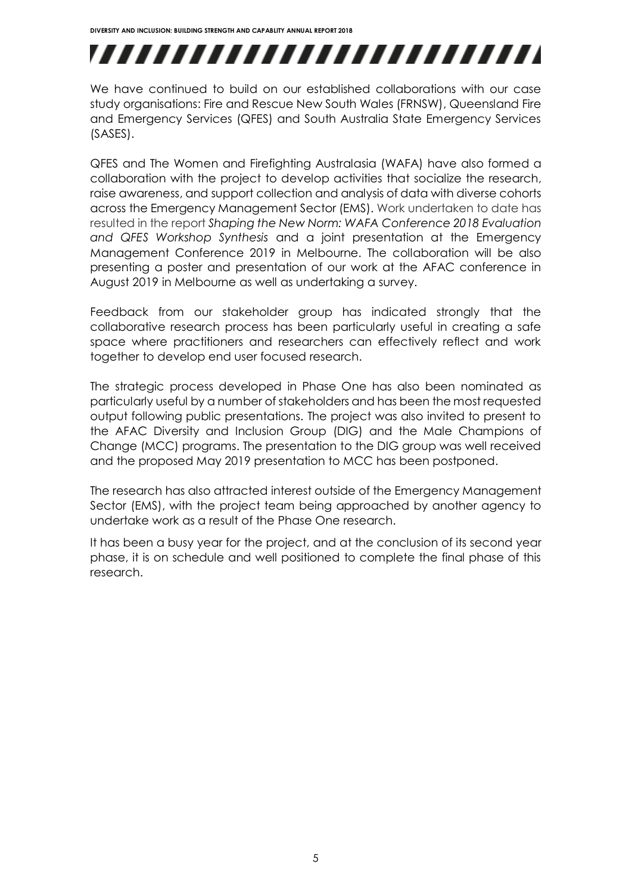We have continued to build on our established collaborations with our case study organisations: Fire and Rescue New South Wales (FRNSW), Queensland Fire and Emergency Services (QFES) and South Australia State Emergency Services (SASES).

QFES and The Women and Firefighting Australasia (WAFA) have also formed a collaboration with the project to develop activities that socialize the research, raise awareness, and support collection and analysis of data with diverse cohorts across the Emergency Management Sector (EMS). Work undertaken to date has resulted in the report *Shaping the New Norm: WAFA Conference 2018 Evaluation and QFES Workshop Synthesis* and a joint presentation at the Emergency Management Conference 2019 in Melbourne. The collaboration will be also presenting a poster and presentation of our work at the AFAC conference in August 2019 in Melbourne as well as undertaking a survey.

Feedback from our stakeholder group has indicated strongly that the collaborative research process has been particularly useful in creating a safe space where practitioners and researchers can effectively reflect and work together to develop end user focused research.

The strategic process developed in Phase One has also been nominated as particularly useful by a number of stakeholders and has been the most requested output following public presentations. The project was also invited to present to the AFAC Diversity and Inclusion Group (DIG) and the Male Champions of Change (MCC) programs. The presentation to the DIG group was well received and the proposed May 2019 presentation to MCC has been postponed.

The research has also attracted interest outside of the Emergency Management Sector (EMS), with the project team being approached by another agency to undertake work as a result of the Phase One research.

It has been a busy year for the project, and at the conclusion of its second year phase, it is on schedule and well positioned to complete the final phase of this research.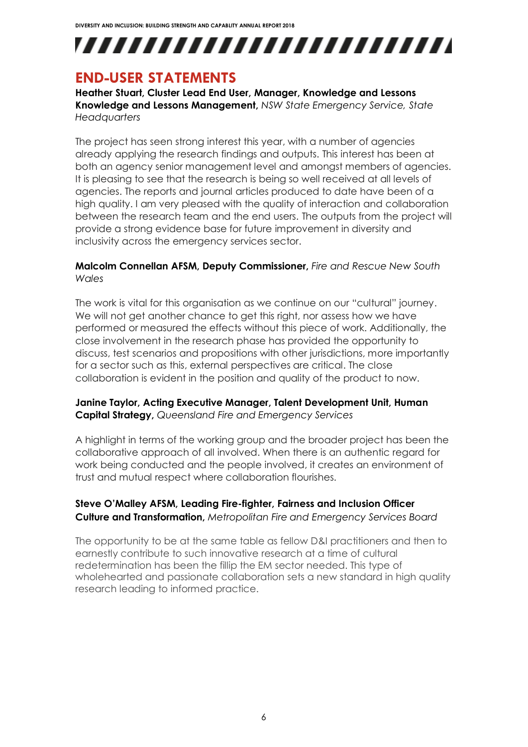## END-USER STATEMENTS

**Heather Stuart, Cluster Lead End User, Manager, Knowledge and Lessons Knowledge and Lessons Management,** *NSW State Emergency Service, State Headquarters*

The project has seen strong interest this year, with a number of agencies already applying the research findings and outputs. This interest has been at both an agency senior management level and amongst members of agencies. It is pleasing to see that the research is being so well received at all levels of agencies. The reports and journal articles produced to date have been of a high quality. I am very pleased with the quality of interaction and collaboration between the research team and the end users. The outputs from the project will provide a strong evidence base for future improvement in diversity and inclusivity across the emergency services sector.

**Malcolm Connellan AFSM, Deputy Commissioner,** *Fire and Rescue New South Wales*

The work is vital for this organisation as we continue on our "cultural" journey. We will not get another chance to get this right, nor assess how we have performed or measured the effects without this piece of work. Additionally, the close involvement in the research phase has provided the opportunity to discuss, test scenarios and propositions with other jurisdictions, more importantly for a sector such as this, external perspectives are critical. The close collaboration is evident in the position and quality of the product to now.

**Janine Taylor, Acting Executive Manager, Talent Development Unit, Human Capital Strategy,** *Queensland Fire and Emergency Services*

A highlight in terms of the working group and the broader project has been the collaborative approach of all involved. When there is an authentic regard for work being conducted and the people involved, it creates an environment of trust and mutual respect where collaboration flourishes.

**Steve O'Malley AFSM, Leading Fire-fighter, Fairness and Inclusion Officer Culture and Transformation,** *Metropolitan Fire and Emergency Services Board*

The opportunity to be at the same table as fellow D&I practitioners and then to earnestly contribute to such innovative research at a time of cultural redetermination has been the fillip the EM sector needed. This type of wholehearted and passionate collaboration sets a new standard in high quality research leading to informed practice.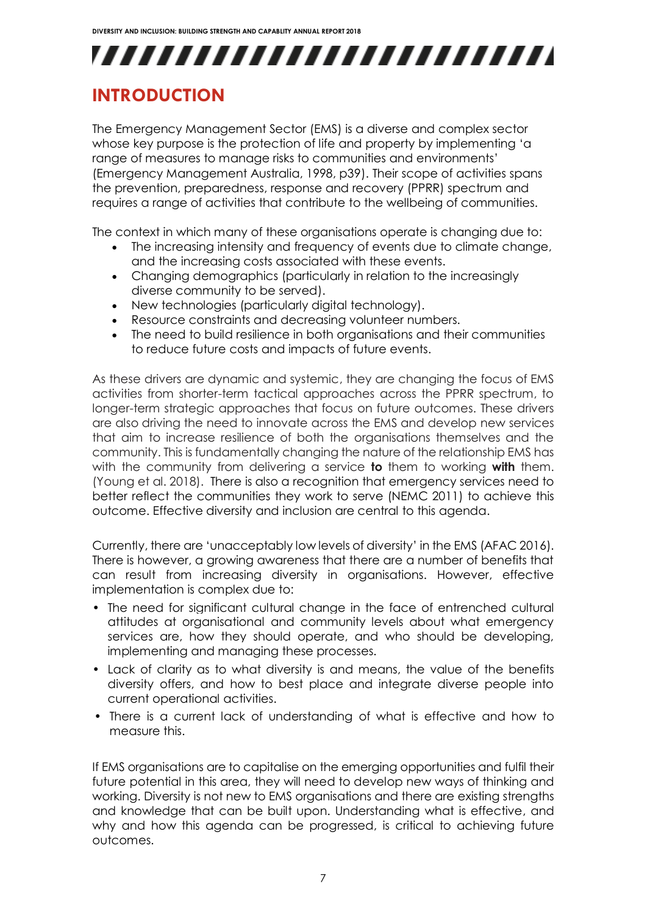## INTRODUCTION

The Emergency Management Sector (EMS) is a diverse and complex sector whose key purpose is the protection of life and property by implementing 'a range of measures to manage risks to communities and environments' (Emergency Management Australia, 1998, p39). Their scope of activities spans the prevention, preparedness, response and recovery (PPRR) spectrum and requires a range of activities that contribute to the wellbeing of communities.

The context in which many of these organisations operate is changing due to:

- The increasing intensity and frequency of events due to climate change, and the increasing costs associated with these events.
- Changing demographics (particularly in relation to the increasingly diverse community to be served).
- New technologies (particularly digital technology).
- Resource constraints and decreasing volunteer numbers.
- The need to build resilience in both organisations and their communities to reduce future costs and impacts of future events.

As these drivers are dynamic and systemic, they are changing the focus of EMS activities from shorter-term tactical approaches across the PPRR spectrum, to longer-term strategic approaches that focus on future outcomes. These drivers are also driving the need to innovate across the EMS and develop new services that aim to increase resilience of both the organisations themselves and the community. This is fundamentally changing the nature of the relationship EMS has with the community from delivering a service **to** them to working **with** them. (Young et al. 2018). There is also a recognition that emergency services need to better reflect the communities they work to serve (NEMC 2011) to achieve this outcome. Effective diversity and inclusion are central to this agenda.

Currently, there are 'unacceptably low levels of diversity' in the EMS (AFAC 2016). There is however, a growing awareness that there are a number of benefits that can result from increasing diversity in organisations. However, effective implementation is complex due to:

- The need for significant cultural change in the face of entrenched cultural attitudes at organisational and community levels about what emergency services are, how they should operate, and who should be developing, implementing and managing these processes.
- Lack of clarity as to what diversity is and means, the value of the benefits diversity offers, and how to best place and integrate diverse people into current operational activities.
- There is a current lack of understanding of what is effective and how to measure this.

If EMS organisations are to capitalise on the emerging opportunities and fulfil their future potential in this area, they will need to develop new ways of thinking and working. Diversity is not new to EMS organisations and there are existing strengths and knowledge that can be built upon. Understanding what is effective, and why and how this agenda can be progressed, is critical to achieving future outcomes.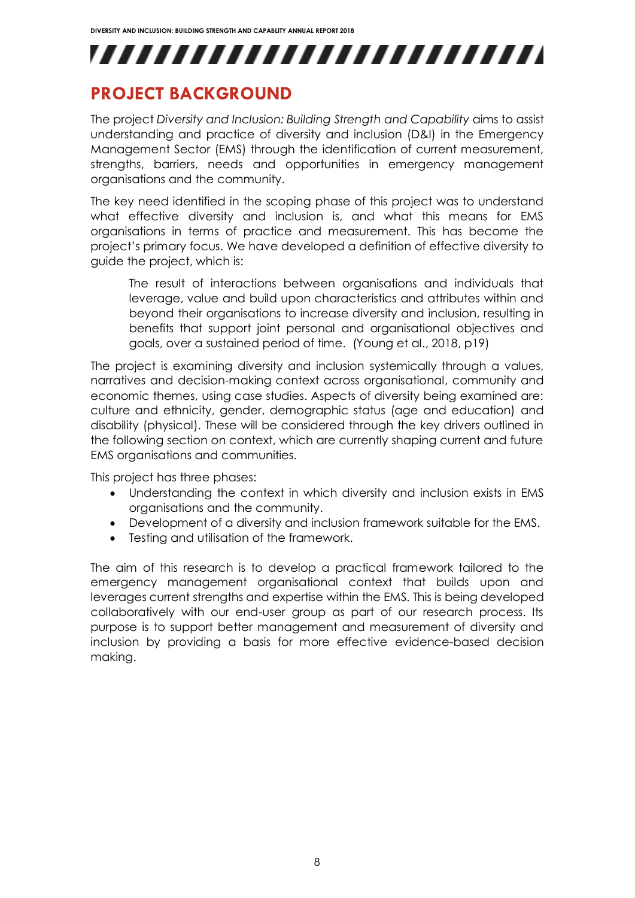## PROJECT BACKGROUND

The project *Diversity and Inclusion: Building Strength and Capability* aims to assist understanding and practice of diversity and inclusion (D&I) in the Emergency Management Sector (EMS) through the identification of current measurement, strengths, barriers, needs and opportunities in emergency management organisations and the community.

The key need identified in the scoping phase of this project was to understand what effective diversity and inclusion is, and what this means for EMS organisations in terms of practice and measurement. This has become the project's primary focus. We have developed a definition of effective diversity to guide the project, which is:

> The result of interactions between organisations and individuals that leverage, value and build upon characteristics and attributes within and beyond their organisations to increase diversity and inclusion, resulting in benefits that support joint personal and organisational objectives and goals, over a sustained period of time. (Young et al., 2018, p19)

The project is examining diversity and inclusion systemically through a values, narratives and decision-making context across organisational, community and economic themes, using case studies. Aspects of diversity being examined are: culture and ethnicity, gender, demographic status (age and education) and disability (physical). These will be considered through the key drivers outlined in the following section on context, which are currently shaping current and future EMS organisations and communities.

This project has three phases:

- Understanding the context in which diversity and inclusion exists in EMS organisations and the community.
- Development of a diversity and inclusion framework suitable for the EMS.
- Testing and utilisation of the framework.

The aim of this research is to develop a practical framework tailored to the emergency management organisational context that builds upon and leverages current strengths and expertise within the EMS. This is being developed collaboratively with our end-user group as part of our research process. Its purpose is to support better management and measurement of diversity and inclusion by providing a basis for more effective evidence-based decision making.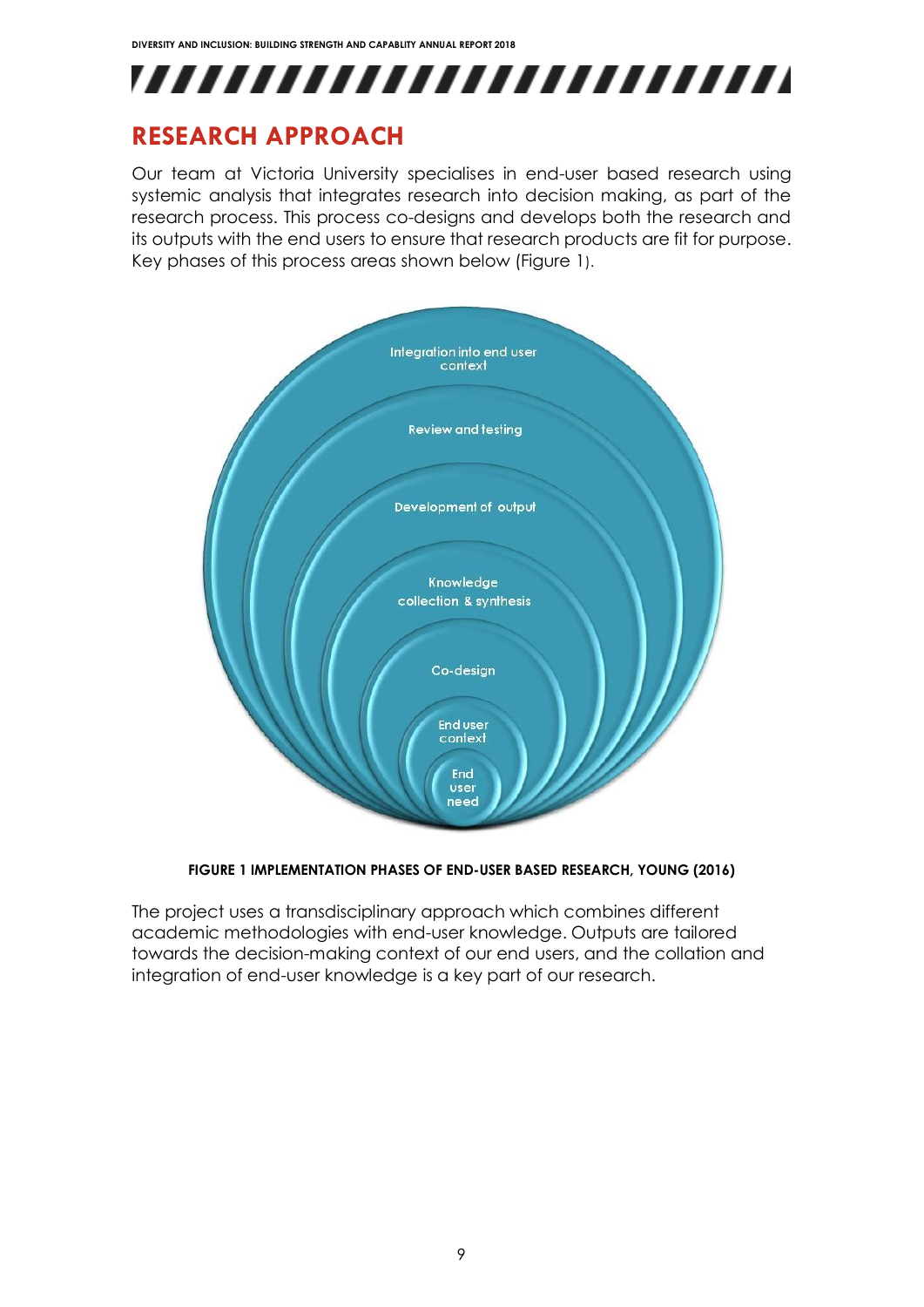## RESEARCH APPROACH

Our team at Victoria University specialises in end-user based research using systemic analysis that integrates research into decision making, as part of the research process. This process co-designs and develops both the research and its outputs with the end users to ensure that research products are fit for purpose. Key phases of this process areas shown below (Figure 1).

Integration into end user context

Review and testing

Development of output

Knowledge collection & synthesis

Co-design

End user context

End user need

**FIGURE 1 IMPLEMENTATION PHASES OF END-USER BASED RESEARCH, YOUNG (2016)**

The project uses a transdisciplinary approach which combines different academic methodologies with end-user knowledge. Outputs are tailored towards the decision-making context of our end users, and the collation and integration of end-user knowledge is a key part of our research.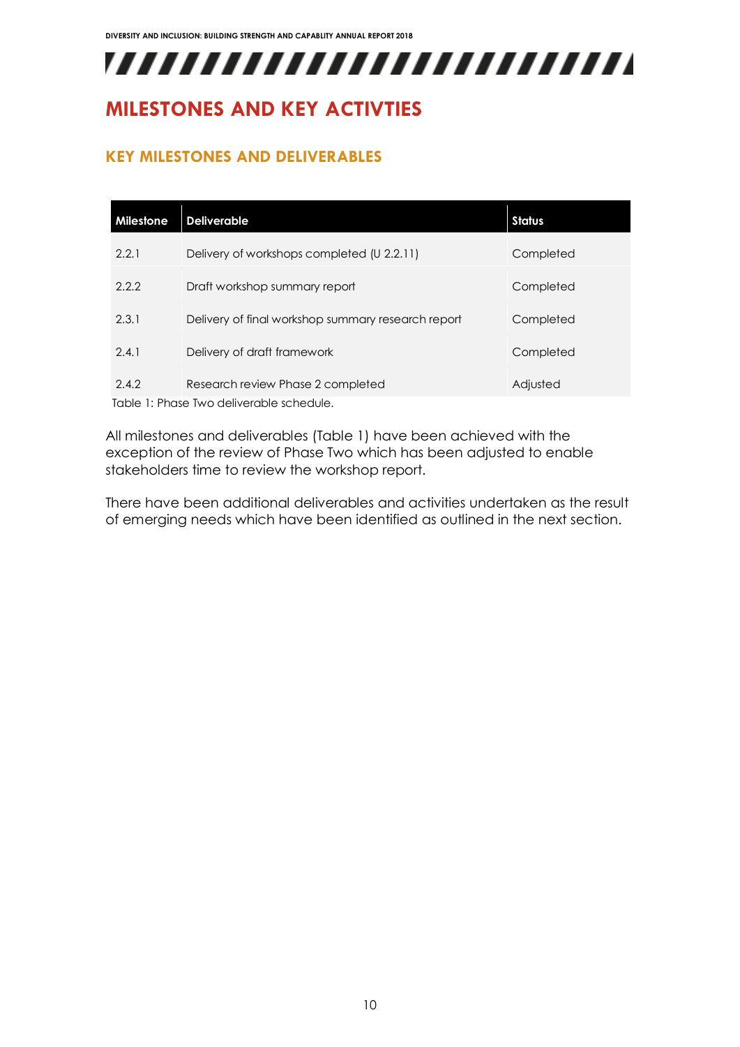# MILESTONES AND KEY ACTIVTIES

## KEY MILESTONES AND DELIVERABLES

| Milestone | Deliverable | Status |
|---|---|---|
| 2.2.1 | Delivery of workshops completed (U 2.2.11) | Completed |
| 2.2.2 | Draft workshop summary report | Completed |
| 2.3.1 | Delivery of final workshop summary research report | Completed |
| 2.4.1 | Delivery of draft framework | Completed |
| 2.4.2 | Research review Phase 2 completed | Adjusted |

Table 1: Phase Two deliverable schedule.

All milestones and deliverables (Table 1) have been achieved with the exception of the review of Phase Two which has been adjusted to enable stakeholders time to review the workshop report.

There have been additional deliverables and activities undertaken as the result of emerging needs which have been identified as outlined in the next section.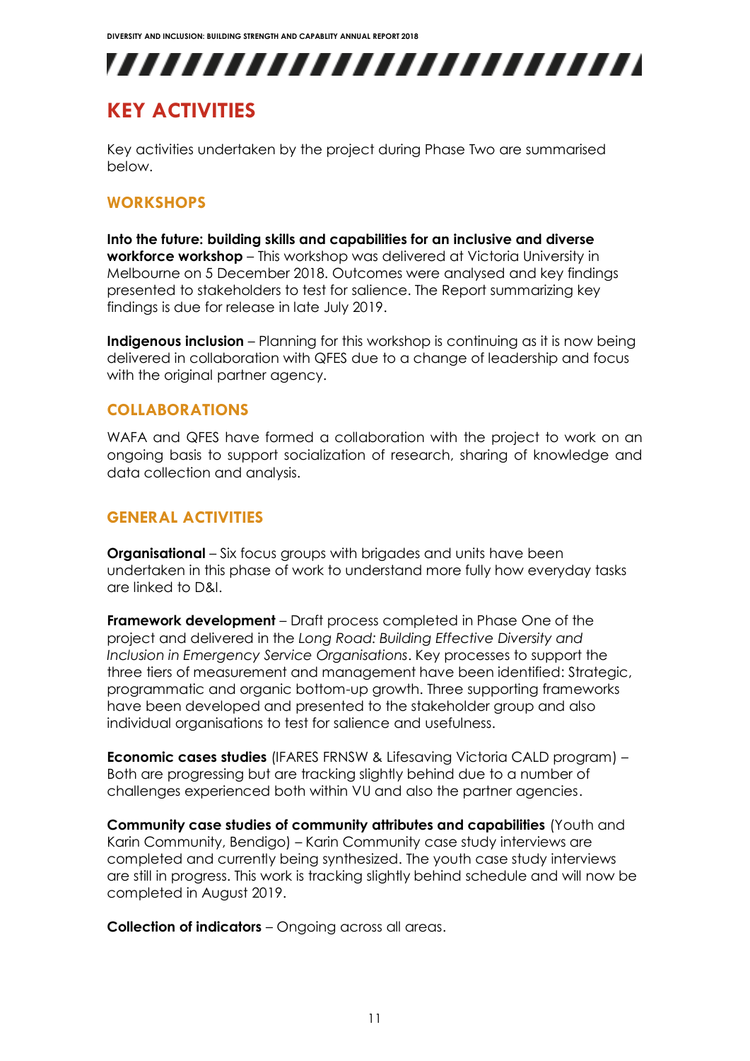# KEY ACTIVITIES

Key activities undertaken by the project during Phase Two are summarised below.

## WORKSHOPS

**Into the future: building skills and capabilities for an inclusive and diverse workforce workshop** – This workshop was delivered at Victoria University in Melbourne on 5 December 2018. Outcomes were analysed and key findings presented to stakeholders to test for salience. The Report summarizing key findings is due for release in late July 2019.

**Indigenous inclusion** – Planning for this workshop is continuing as it is now being delivered in collaboration with QFES due to a change of leadership and focus with the original partner agency.

## COLLABORATIONS

WAFA and QFES have formed a collaboration with the project to work on an ongoing basis to support socialization of research, sharing of knowledge and data collection and analysis.

## GENERAL ACTIVITIES

**Organisational** – Six focus groups with brigades and units have been undertaken in this phase of work to understand more fully how everyday tasks are linked to D&I.

**Framework development** – Draft process completed in Phase One of the project and delivered in the *Long Road: Building Effective Diversity and Inclusion in Emergency Service Organisations*. Key processes to support the three tiers of measurement and management have been identified: Strategic, programmatic and organic bottom-up growth. Three supporting frameworks have been developed and presented to the stakeholder group and also individual organisations to test for salience and usefulness.

**Economic cases studies** (IFARES FRNSW & Lifesaving Victoria CALD program) – Both are progressing but are tracking slightly behind due to a number of challenges experienced both within VU and also the partner agencies.

**Community case studies of community attributes and capabilities** (Youth and Karin Community, Bendigo) – Karin Community case study interviews are completed and currently being synthesized. The youth case study interviews are still in progress. This work is tracking slightly behind schedule and will now be completed in August 2019.

**Collection of indicators** – Ongoing across all areas.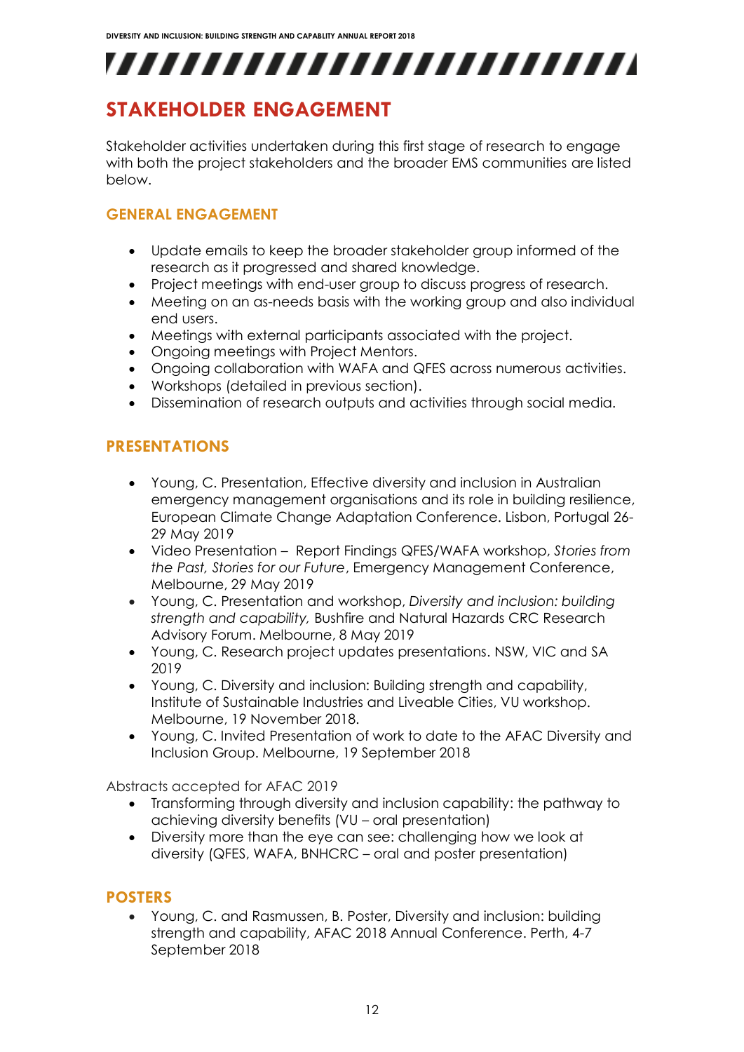## STAKEHOLDER ENGAGEMENT

Stakeholder activities undertaken during this first stage of research to engage with both the project stakeholders and the broader EMS communities are listed below.

### GENERAL ENGAGEMENT

- Update emails to keep the broader stakeholder group informed of the research as it progressed and shared knowledge.
- Project meetings with end-user group to discuss progress of research.
- Meeting on an as-needs basis with the working group and also individual end users.
- Meetings with external participants associated with the project.
- Ongoing meetings with Project Mentors.
- Ongoing collaboration with WAFA and QFES across numerous activities.
- Workshops (detailed in previous section).
- Dissemination of research outputs and activities through social media.

### PRESENTATIONS

- Young, C. Presentation, Effective diversity and inclusion in Australian emergency management organisations and its role in building resilience, European Climate Change Adaptation Conference. Lisbon, Portugal 26-29 May 2019
- Video Presentation – Report Findings QFES/WAFA workshop, *Stories from the Past, Stories for our Future*, Emergency Management Conference, Melbourne, 29 May 2019
- Young, C. Presentation and workshop, *Diversity and inclusion: building strength and capability,* Bushfire and Natural Hazards CRC Research Advisory Forum. Melbourne, 8 May 2019
- Young, C. Research project updates presentations. NSW, VIC and SA 2019
- Young, C. Diversity and inclusion: Building strength and capability, Institute of Sustainable Industries and Liveable Cities, VU workshop. Melbourne, 19 November 2018.
- Young, C. Invited Presentation of work to date to the AFAC Diversity and Inclusion Group. Melbourne, 19 September 2018

Abstracts accepted for AFAC 2019

- Transforming through diversity and inclusion capability: the pathway to achieving diversity benefits (VU – oral presentation)
- Diversity more than the eye can see: challenging how we look at diversity (QFES, WAFA, BNHCRC – oral and poster presentation)

### POSTERS

- Young, C. and Rasmussen, B. Poster, Diversity and inclusion: building strength and capability, AFAC 2018 Annual Conference. Perth, 4-7 September 2018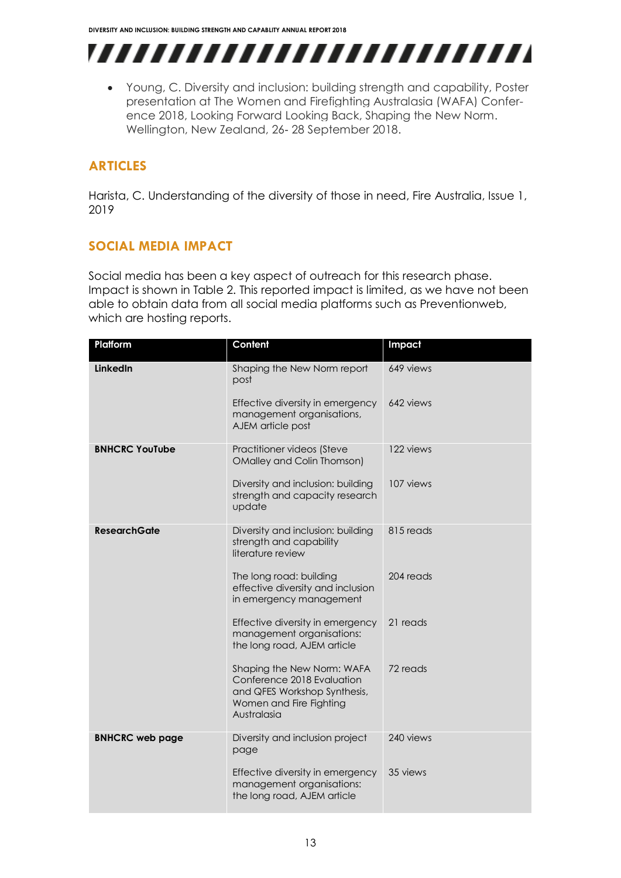- Young, C. Diversity and inclusion: building strength and capability, Poster presentation at The Women and Firefighting Australasia (WAFA) Conference 2018, Looking Forward Looking Back, Shaping the New Norm. Wellington, New Zealand, 26- 28 September 2018.

## ARTICLES

Harista, C. Understanding of the diversity of those in need, Fire Australia, Issue 1, 2019

## SOCIAL MEDIA IMPACT

Social media has been a key aspect of outreach for this research phase. Impact is shown in Table 2. This reported impact is limited, as we have not been able to obtain data from all social media platforms such as Preventionweb, which are hosting reports.

| Platform | Content | Impact |
|---|---|---|
| **LinkedIn** | Shaping the New Norm report post | 649 views |
| | Effective diversity in emergency management organisations, AJEM article post | 642 views |
| **BNHCRC YouTube** | Practitioner videos (Steve OMalley and Colin Thomson) | 122 views |
| | Diversity and inclusion: building strength and capacity research update | 107 views |
| **ResearchGate** | Diversity and inclusion: building strength and capability literature review | 815 reads |
| | The long road: building effective diversity and inclusion in emergency management | 204 reads |
| | Effective diversity in emergency management organisations: the long road, AJEM article | 21 reads |
| | Shaping the New Norm: WAFA Conference 2018 Evaluation and QFES Workshop Synthesis, Women and Fire Fighting Australasia | 72 reads |
| **BNHCRC web page** | Diversity and inclusion project page | 240 views |
| | Effective diversity in emergency management organisations: the long road, AJEM article | 35 views |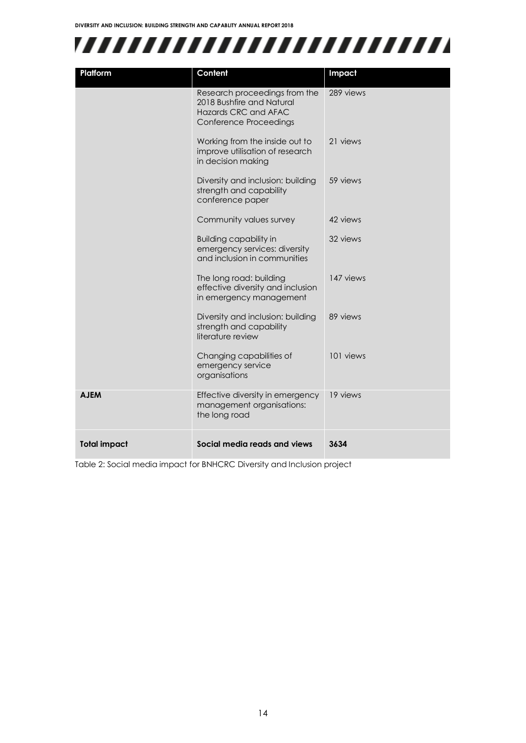| Platform | Content | Impact |
| --- | --- | --- |
| | Research proceedings from the 2018 Bushfire and Natural Hazards CRC and AFAC Conference Proceedings | 289 views |
| | Working from the inside out to improve utilisation of research in decision making | 21 views |
| | Diversity and inclusion: building strength and capability conference paper | 59 views |
| | Community values survey | 42 views |
| | Building capability in emergency services: diversity and inclusion in communities | 32 views |
| | The long road: building effective diversity and inclusion in emergency management | 147 views |
| | Diversity and inclusion: building strength and capability literature review | 89 views |
| | Changing capabilities of emergency service organisations | 101 views |
| **AJEM** | Effective diversity in emergency management organisations: the long road | 19 views |
| **Total impact** | **Social media reads and views** | **3634** |

Table 2: Social media impact for BNHCRC Diversity and Inclusion project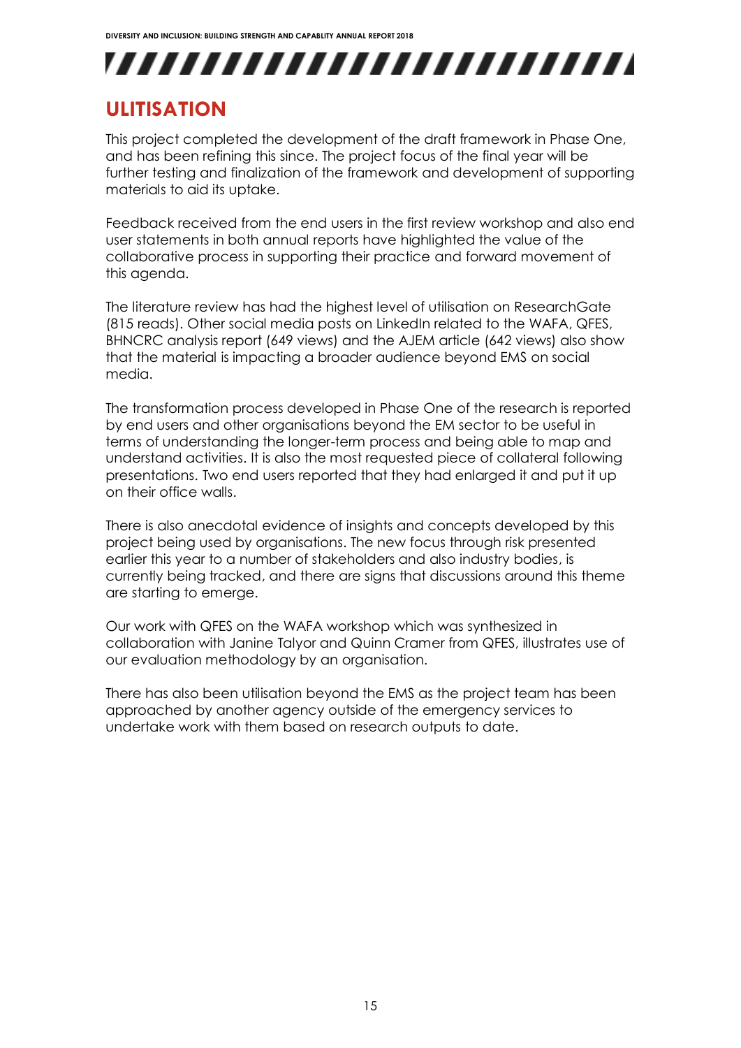## ULITISATION

This project completed the development of the draft framework in Phase One, and has been refining this since. The project focus of the final year will be further testing and finalization of the framework and development of supporting materials to aid its uptake.

Feedback received from the end users in the first review workshop and also end user statements in both annual reports have highlighted the value of the collaborative process in supporting their practice and forward movement of this agenda.

The literature review has had the highest level of utilisation on ResearchGate (815 reads). Other social media posts on LinkedIn related to the WAFA, QFES, BHNCRC analysis report (649 views) and the AJEM article (642 views) also show that the material is impacting a broader audience beyond EMS on social media.

The transformation process developed in Phase One of the research is reported by end users and other organisations beyond the EM sector to be useful in terms of understanding the longer-term process and being able to map and understand activities. It is also the most requested piece of collateral following presentations. Two end users reported that they had enlarged it and put it up on their office walls.

There is also anecdotal evidence of insights and concepts developed by this project being used by organisations. The new focus through risk presented earlier this year to a number of stakeholders and also industry bodies, is currently being tracked, and there are signs that discussions around this theme are starting to emerge.

Our work with QFES on the WAFA workshop which was synthesized in collaboration with Janine Talyor and Quinn Cramer from QFES, illustrates use of our evaluation methodology by an organisation.

There has also been utilisation beyond the EMS as the project team has been approached by another agency outside of the emergency services to undertake work with them based on research outputs to date.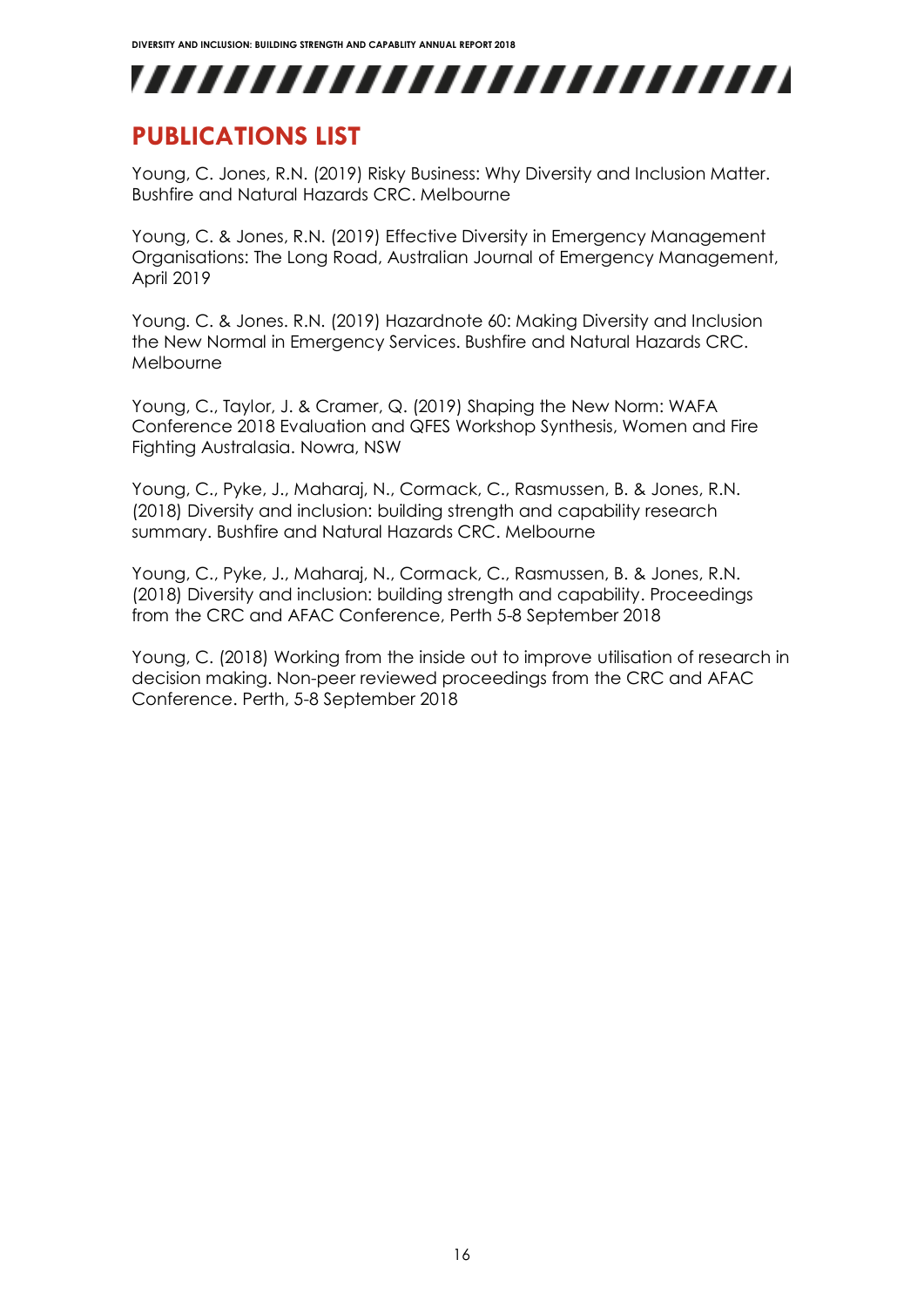## PUBLICATIONS LIST

Young, C. Jones, R.N. (2019) Risky Business: Why Diversity and Inclusion Matter. Bushfire and Natural Hazards CRC. Melbourne

Young, C. & Jones, R.N. (2019) Effective Diversity in Emergency Management Organisations: The Long Road, Australian Journal of Emergency Management, April 2019

Young. C. & Jones. R.N. (2019) Hazardnote 60: Making Diversity and Inclusion the New Normal in Emergency Services. Bushfire and Natural Hazards CRC. Melbourne

Young, C., Taylor, J. & Cramer, Q. (2019) Shaping the New Norm: WAFA Conference 2018 Evaluation and QFES Workshop Synthesis, Women and Fire Fighting Australasia. Nowra, NSW

Young, C., Pyke, J., Maharaj, N., Cormack, C., Rasmussen, B. & Jones, R.N. (2018) Diversity and inclusion: building strength and capability research summary. Bushfire and Natural Hazards CRC. Melbourne

Young, C., Pyke, J., Maharaj, N., Cormack, C., Rasmussen, B. & Jones, R.N. (2018) Diversity and inclusion: building strength and capability. Proceedings from the CRC and AFAC Conference, Perth 5-8 September 2018

Young, C. (2018) Working from the inside out to improve utilisation of research in decision making. Non-peer reviewed proceedings from the CRC and AFAC Conference. Perth, 5-8 September 2018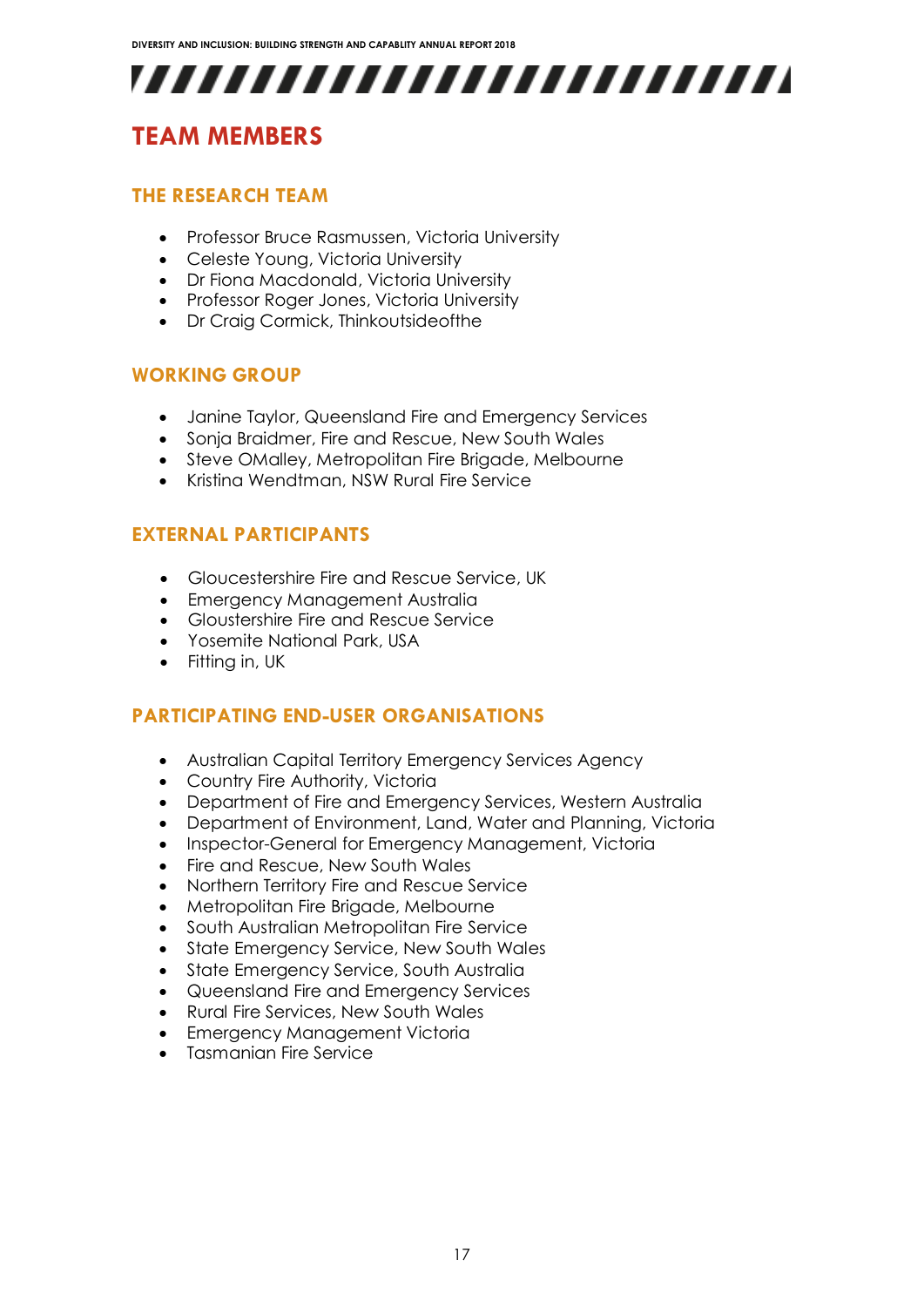# TEAM MEMBERS

## THE RESEARCH TEAM

- Professor Bruce Rasmussen, Victoria University
- Celeste Young, Victoria University
- Dr Fiona Macdonald, Victoria University
- Professor Roger Jones, Victoria University
- Dr Craig Cormick, Thinkoutsideofthe

## WORKING GROUP

- Janine Taylor, Queensland Fire and Emergency Services
- Sonja Braidmer, Fire and Rescue, New South Wales
- Steve OMalley, Metropolitan Fire Brigade, Melbourne
- Kristina Wendtman, NSW Rural Fire Service

## EXTERNAL PARTICIPANTS

- Gloucestershire Fire and Rescue Service, UK
- Emergency Management Australia
- Gloustershire Fire and Rescue Service
- Yosemite National Park, USA
- Fitting in, UK

## PARTICIPATING END-USER ORGANISATIONS

- Australian Capital Territory Emergency Services Agency
- Country Fire Authority, Victoria
- Department of Fire and Emergency Services, Western Australia
- Department of Environment, Land, Water and Planning, Victoria
- Inspector-General for Emergency Management, Victoria
- Fire and Rescue, New South Wales
- Northern Territory Fire and Rescue Service
- Metropolitan Fire Brigade, Melbourne
- South Australian Metropolitan Fire Service
- State Emergency Service, New South Wales
- State Emergency Service, South Australia
- Queensland Fire and Emergency Services
- Rural Fire Services, New South Wales
- Emergency Management Victoria
- Tasmanian Fire Service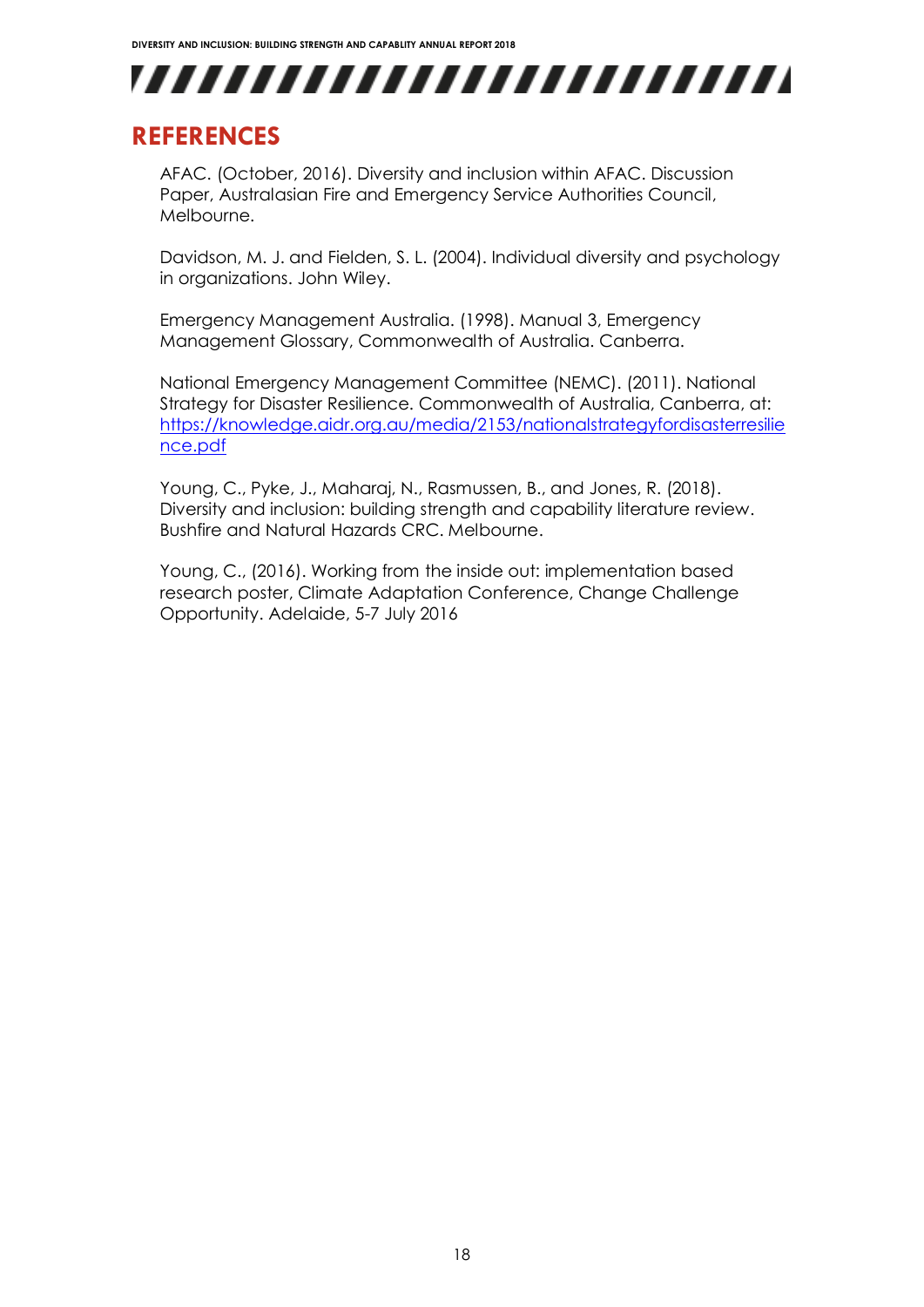## REFERENCES

AFAC. (October, 2016). Diversity and inclusion within AFAC. Discussion Paper, Australasian Fire and Emergency Service Authorities Council, Melbourne.

Davidson, M. J. and Fielden, S. L. (2004). Individual diversity and psychology in organizations. John Wiley.

Emergency Management Australia. (1998). Manual 3, Emergency Management Glossary, Commonwealth of Australia. Canberra.

National Emergency Management Committee (NEMC). (2011). National Strategy for Disaster Resilience. Commonwealth of Australia, Canberra, at: https://knowledge.aidr.org.au/media/2153/nationalstrategyfordisasterresilience.pdf

Young, C., Pyke, J., Maharaj, N., Rasmussen, B., and Jones, R. (2018). Diversity and inclusion: building strength and capability literature review. Bushfire and Natural Hazards CRC. Melbourne.

Young, C., (2016). Working from the inside out: implementation based research poster, Climate Adaptation Conference, Change Challenge Opportunity. Adelaide, 5-7 July 2016